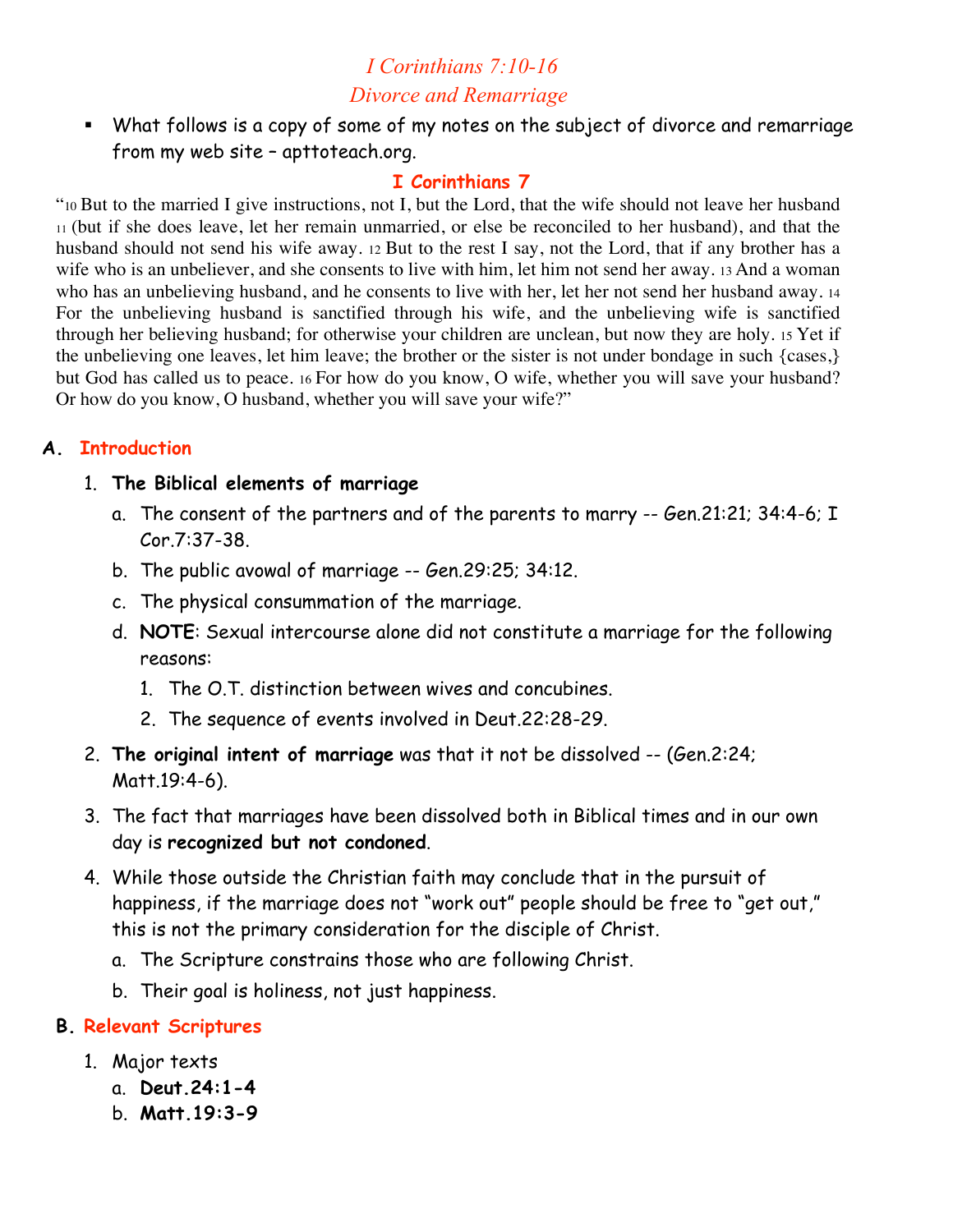# *I Corinthians 7:10-16*

## *Divorce and Remarriage*

- What follows is a copy of some of my notes on the subject of divorce and remarriage from my web site – apttoteach.org.

### I Corinthians 7

"10 But to the married I give instructions, not I, but the Lord, that the wife should not leave her husband 11 (but if she does leave, let her remain unmarried, or else be reconciled to her husband), and that the husband should not send his wife away. 12 But to the rest I say, not the Lord, that if any brother has a wife who is an unbeliever, and she consents to live with him, let him not send her away. 13 And a woman who has an unbelieving husband, and he consents to live with her, let her not send her husband away. 14 For the unbelieving husband is sanctified through his wife, and the unbelieving wife is sanctified through her believing husband; for otherwise your children are unclean, but now they are holy. 15 Yet if the unbelieving one leaves, let him leave; the brother or the sister is not under bondage in such {cases,} but God has called us to peace. 16 For how do you know, O wife, whether you will save your husband? Or how do you know, O husband, whether you will save your wife?"

## A. Introduction

1. **The Biblical elements of marriage**
   a. The consent of the partners and of the parents to marry -- Gen.21:21; 34:4-6; I Cor.7:37-38.
   b. The public avowal of marriage -- Gen.29:25; 34:12.
   c. The physical consummation of the marriage.
   d. **NOTE**: Sexual intercourse alone did not constitute a marriage for the following reasons:
      1. The O.T. distinction between wives and concubines.
      2. The sequence of events involved in Deut.22:28-29.
2. **The original intent of marriage** was that it not be dissolved -- (Gen.2:24; Matt.19:4-6).
3. The fact that marriages have been dissolved both in Biblical times and in our own day is **recognized but not condoned**.
4. While those outside the Christian faith may conclude that in the pursuit of happiness, if the marriage does not "work out" people should be free to "get out," this is not the primary consideration for the disciple of Christ.
   a. The Scripture constrains those who are following Christ.
   b. Their goal is holiness, not just happiness.

## B. Relevant Scriptures

1. Major texts
   a. **Deut.24:1-4**
   b. **Matt.19:3-9**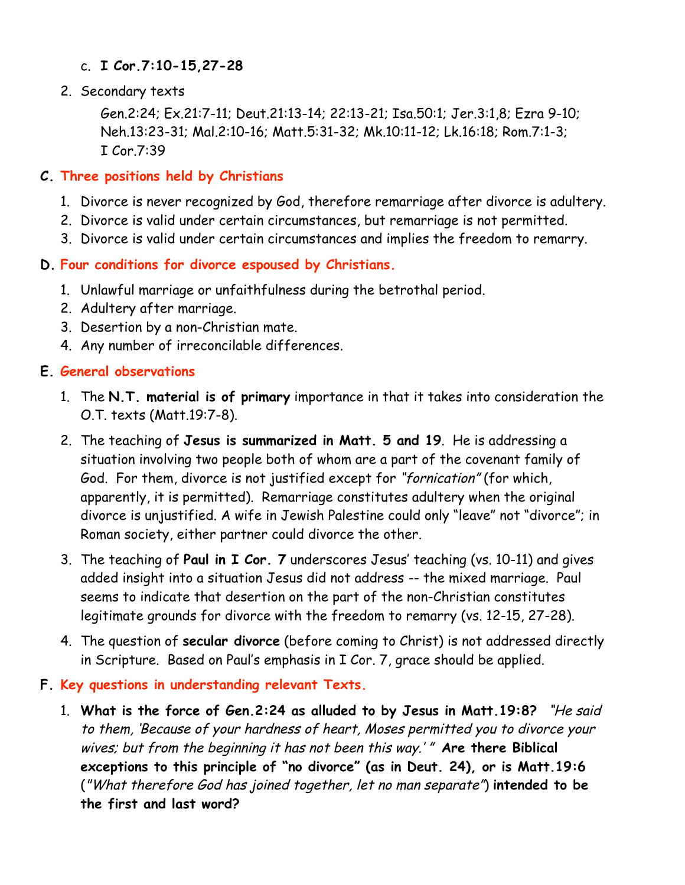c. **I Cor.7:10-15,27-28**

2. Secondary texts

   Gen.2:24; Ex.21:7-11; Deut.21:13-14; 22:13-21; Isa.50:1; Jer.3:1,8; Ezra 9-10; Neh.13:23-31; Mal.2:10-16; Matt.5:31-32; Mk.10:11-12; Lk.16:18; Rom.7:1-3; I Cor.7:39

## C. Three positions held by Christians

1. Divorce is never recognized by God, therefore remarriage after divorce is adultery.
2. Divorce is valid under certain circumstances, but remarriage is not permitted.
3. Divorce is valid under certain circumstances and implies the freedom to remarry.

## D. Four conditions for divorce espoused by Christians.

1. Unlawful marriage or unfaithfulness during the betrothal period.
2. Adultery after marriage.
3. Desertion by a non-Christian mate.
4. Any number of irreconcilable differences.

## E. General observations

1. The **N.T. material is of primary** importance in that it takes into consideration the O.T. texts (Matt.19:7-8).
2. The teaching of **Jesus is summarized in Matt. 5 and 19**. He is addressing a situation involving two people both of whom are a part of the covenant family of God. For them, divorce is not justified except for *"fornication"* (for which, apparently, it is permitted). Remarriage constitutes adultery when the original divorce is unjustified. A wife in Jewish Palestine could only "leave" not "divorce"; in Roman society, either partner could divorce the other.
3. The teaching of **Paul in I Cor. 7** underscores Jesus' teaching (vs. 10-11) and gives added insight into a situation Jesus did not address -- the mixed marriage. Paul seems to indicate that desertion on the part of the non-Christian constitutes legitimate grounds for divorce with the freedom to remarry (vs. 12-15, 27-28).
4. The question of **secular divorce** (before coming to Christ) is not addressed directly in Scripture. Based on Paul's emphasis in I Cor. 7, grace should be applied.

## F. Key questions in understanding relevant Texts.

1. **What is the force of Gen.2:24 as alluded to by Jesus in Matt.19:8?** *"He said to them, 'Because of your hardness of heart, Moses permitted you to divorce your wives; but from the beginning it has not been this way.' "* **Are there Biblical exceptions to this principle of "no divorce" (as in Deut. 24), or is Matt.19:6** (*"What therefore God has joined together, let no man separate"*) **intended to be the first and last word?**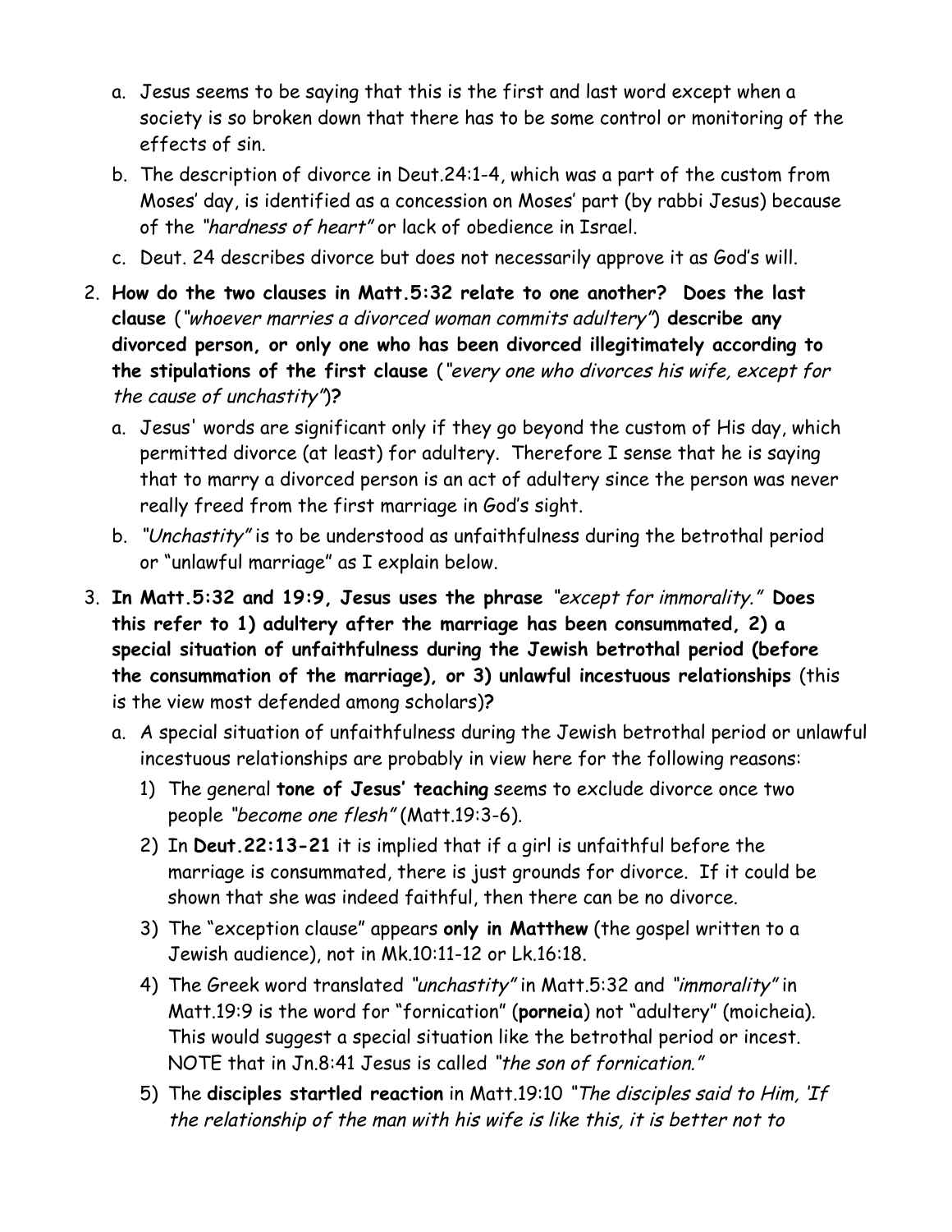a. Jesus seems to be saying that this is the first and last word except when a society is so broken down that there has to be some control or monitoring of the effects of sin.
   b. The description of divorce in Deut.24:1-4, which was a part of the custom from Moses' day, is identified as a concession on Moses' part (by rabbi Jesus) because of the *"hardness of heart"* or lack of obedience in Israel.
   c. Deut. 24 describes divorce but does not necessarily approve it as God's will.

2. **How do the two clauses in Matt.5:32 relate to one another? Does the last clause** (*"whoever marries a divorced woman commits adultery"*) **describe any divorced person, or only one who has been divorced illegitimately according to the stipulations of the first clause** (*"every one who divorces his wife, except for the cause of unchastity"*)**?**
   a. Jesus' words are significant only if they go beyond the custom of His day, which permitted divorce (at least) for adultery. Therefore I sense that he is saying that to marry a divorced person is an act of adultery since the person was never really freed from the first marriage in God's sight.
   b. *"Unchastity"* is to be understood as unfaithfulness during the betrothal period or "unlawful marriage" as I explain below.

3. **In Matt.5:32 and 19:9, Jesus uses the phrase** *"except for immorality."* **Does this refer to 1) adultery after the marriage has been consummated, 2) a special situation of unfaithfulness during the Jewish betrothal period (before the consummation of the marriage), or 3) unlawful incestuous relationships** (this is the view most defended among scholars)**?**
   a. A special situation of unfaithfulness during the Jewish betrothal period or unlawful incestuous relationships are probably in view here for the following reasons:
      1) The general **tone of Jesus' teaching** seems to exclude divorce once two people *"become one flesh"* (Matt.19:3-6).
      2) In **Deut.22:13-21** it is implied that if a girl is unfaithful before the marriage is consummated, there is just grounds for divorce. If it could be shown that she was indeed faithful, then there can be no divorce.
      3) The "exception clause" appears **only in Matthew** (the gospel written to a Jewish audience), not in Mk.10:11-12 or Lk.16:18.
      4) The Greek word translated *"unchastity"* in Matt.5:32 and *"immorality"* in Matt.19:9 is the word for "fornication" (**porneia**) not "adultery" (moicheia). This would suggest a special situation like the betrothal period or incest. NOTE that in Jn.8:41 Jesus is called *"the son of fornication."*
      5) The **disciples startled reaction** in Matt.19:10 "*The disciples said to Him, 'If the relationship of the man with his wife is like this, it is better not to*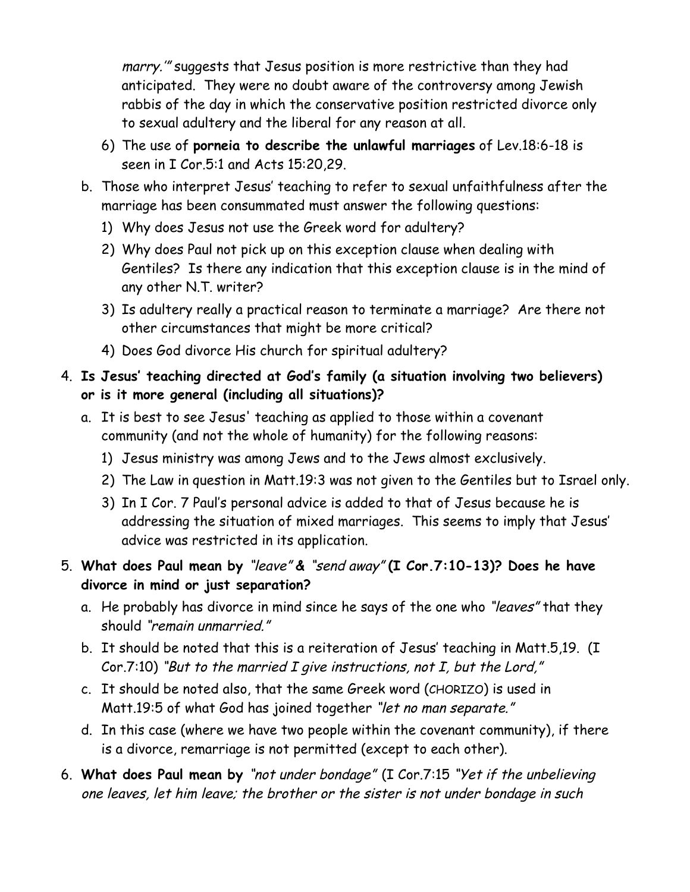*marry.'"* suggests that Jesus position is more restrictive than they had anticipated. They were no doubt aware of the controversy among Jewish rabbis of the day in which the conservative position restricted divorce only to sexual adultery and the liberal for any reason at all.

6) The use of **porneia to describe the unlawful marriages** of Lev.18:6-18 is seen in I Cor.5:1 and Acts 15:20,29.

b. Those who interpret Jesus' teaching to refer to sexual unfaithfulness after the marriage has been consummated must answer the following questions:

1) Why does Jesus not use the Greek word for adultery?
2) Why does Paul not pick up on this exception clause when dealing with Gentiles? Is there any indication that this exception clause is in the mind of any other N.T. writer?
3) Is adultery really a practical reason to terminate a marriage? Are there not other circumstances that might be more critical?
4) Does God divorce His church for spiritual adultery?

4. **Is Jesus' teaching directed at God's family (a situation involving two believers) or is it more general (including all situations)?**

   a. It is best to see Jesus' teaching as applied to those within a covenant community (and not the whole of humanity) for the following reasons:

      1) Jesus ministry was among Jews and to the Jews almost exclusively.
      2) The Law in question in Matt.19:3 was not given to the Gentiles but to Israel only.
      3) In I Cor. 7 Paul's personal advice is added to that of Jesus because he is addressing the situation of mixed marriages. This seems to imply that Jesus' advice was restricted in its application.

5. **What does Paul mean by** *"leave"* **&** *"send away"* **(I Cor.7:10-13)? Does he have divorce in mind or just separation?**

   a. He probably has divorce in mind since he says of the one who *"leaves"* that they should *"remain unmarried."*
   b. It should be noted that this is a reiteration of Jesus' teaching in Matt.5,19. (I Cor.7:10) *"But to the married I give instructions, not I, but the Lord,"*
   c. It should be noted also, that the same Greek word (CHORIZO) is used in Matt.19:5 of what God has joined together *"let no man separate."*
   d. In this case (where we have two people within the covenant community), if there is a divorce, remarriage is not permitted (except to each other).

6. **What does Paul mean by** *"not under bondage"* (I Cor.7:15 *"Yet if the unbelieving one leaves, let him leave; the brother or the sister is not under bondage in such*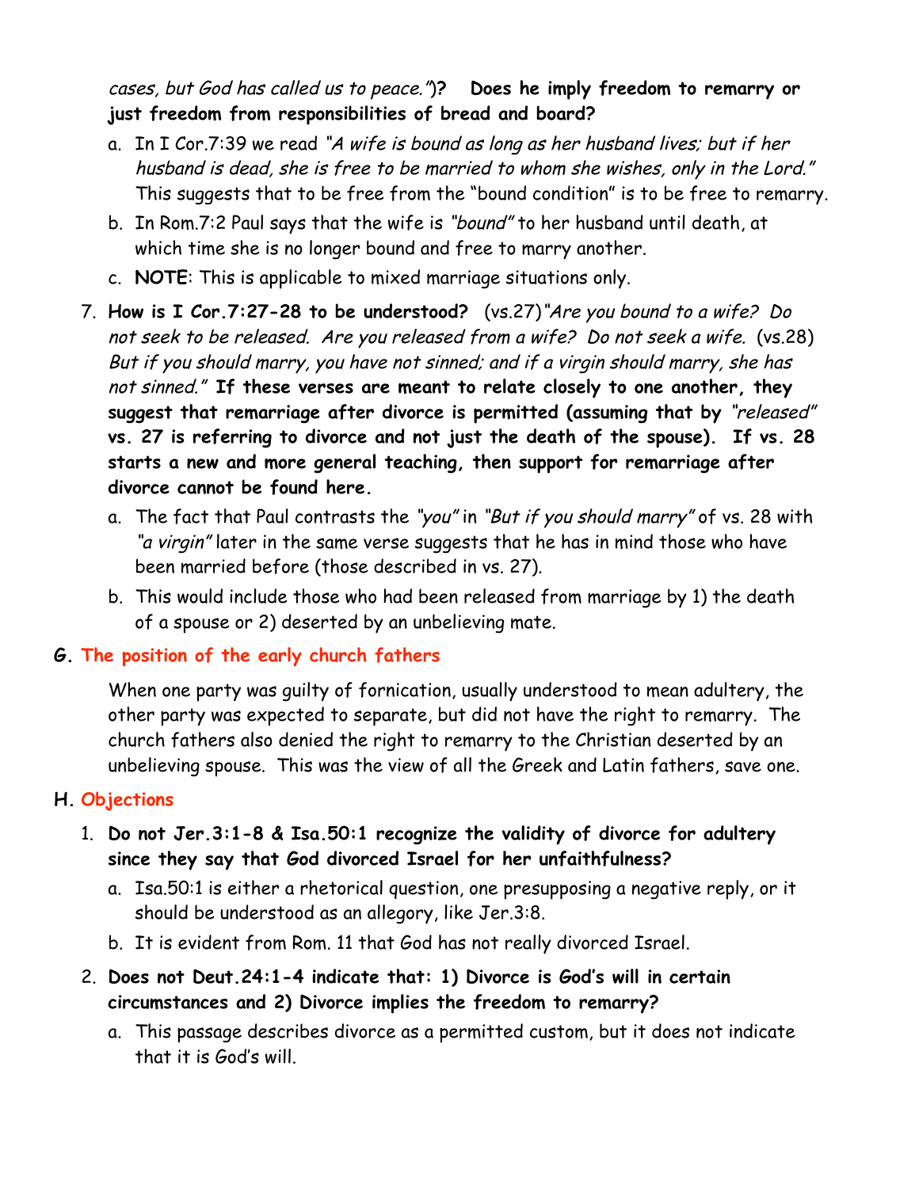*cases, but God has called us to peace."*)? **Does he imply freedom to remarry or just freedom from responsibilities of bread and board?**

a. In I Cor.7:39 we read *"A wife is bound as long as her husband lives; but if her husband is dead, she is free to be married to whom she wishes, only in the Lord."* This suggests that to be free from the "bound condition" is to be free to remarry.

b. In Rom.7:2 Paul says that the wife is *"bound"* to her husband until death, at which time she is no longer bound and free to marry another.

c. **NOTE**: This is applicable to mixed marriage situations only.

7. **How is I Cor.7:27-28 to be understood?** (vs.27)*"Are you bound to a wife? Do not seek to be released. Are you released from a wife? Do not seek a wife.* (vs.28) *But if you should marry, you have not sinned; and if a virgin should marry, she has not sinned."* **If these verses are meant to relate closely to one another, they suggest that remarriage after divorce is permitted (assuming that by *"released"* vs. 27 is referring to divorce and not just the death of the spouse). If vs. 28 starts a new and more general teaching, then support for remarriage after divorce cannot be found here.**

   a. The fact that Paul contrasts the *"you"* in *"But if you should marry"* of vs. 28 with *"a virgin"* later in the same verse suggests that he has in mind those who have been married before (those described in vs. 27).

   b. This would include those who had been released from marriage by 1) the death of a spouse or 2) deserted by an unbelieving mate.

## G. The position of the early church fathers

When one party was guilty of fornication, usually understood to mean adultery, the other party was expected to separate, but did not have the right to remarry. The church fathers also denied the right to remarry to the Christian deserted by an unbelieving spouse. This was the view of all the Greek and Latin fathers, save one.

## H. Objections

1. **Do not Jer.3:1-8 & Isa.50:1 recognize the validity of divorce for adultery since they say that God divorced Israel for her unfaithfulness?**

   a. Isa.50:1 is either a rhetorical question, one presupposing a negative reply, or it should be understood as an allegory, like Jer.3:8.

   b. It is evident from Rom. 11 that God has not really divorced Israel.

2. **Does not Deut.24:1-4 indicate that: 1) Divorce is God's will in certain circumstances and 2) Divorce implies the freedom to remarry?**

   a. This passage describes divorce as a permitted custom, but it does not indicate that it is God's will.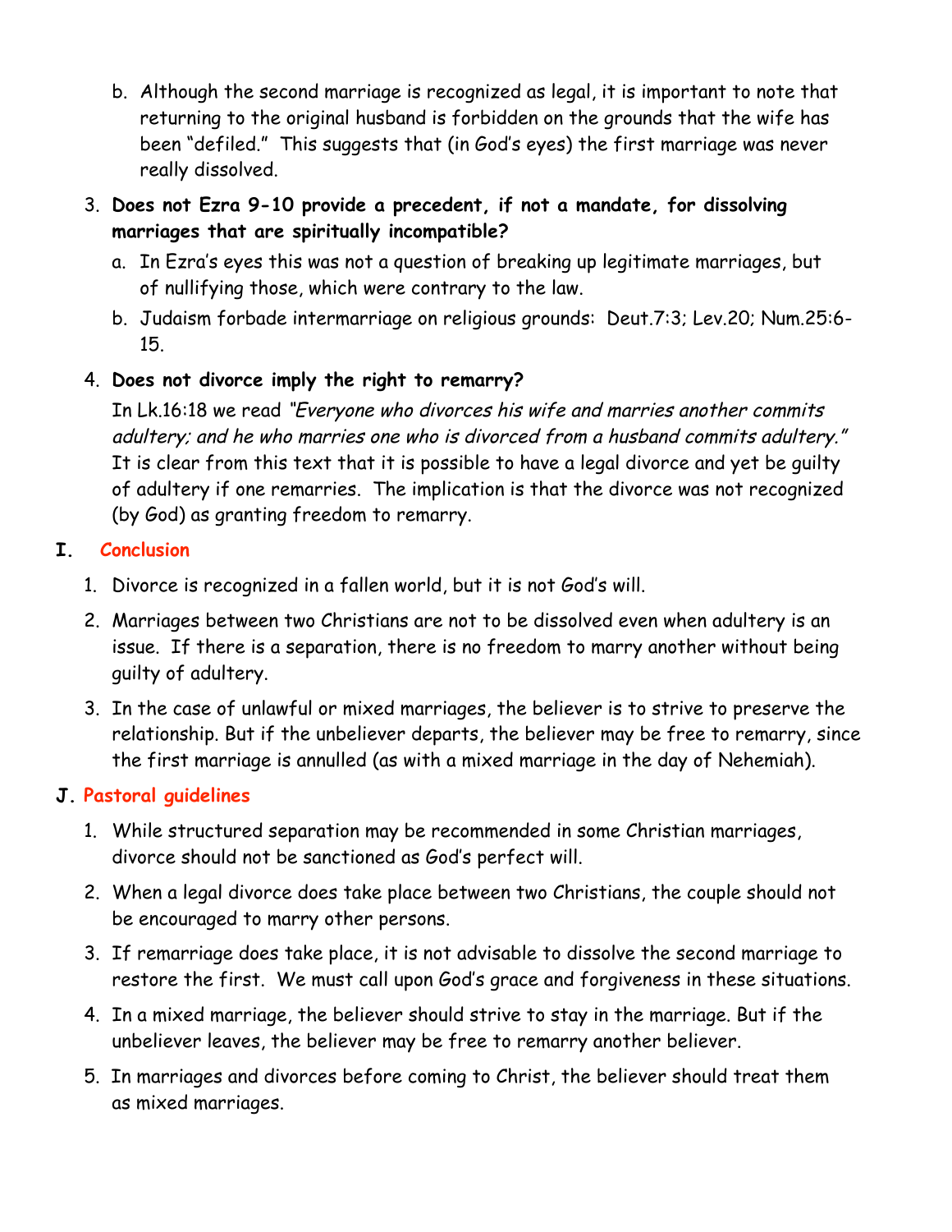b. Although the second marriage is recognized as legal, it is important to note that returning to the original husband is forbidden on the grounds that the wife has been "defiled." This suggests that (in God's eyes) the first marriage was never really dissolved.

3. **Does not Ezra 9-10 provide a precedent, if not a mandate, for dissolving marriages that are spiritually incompatible?**

   a. In Ezra's eyes this was not a question of breaking up legitimate marriages, but of nullifying those, which were contrary to the law.

   b. Judaism forbade intermarriage on religious grounds: Deut.7:3; Lev.20; Num.25:6-15.

4. **Does not divorce imply the right to remarry?**

   In Lk.16:18 we read *"Everyone who divorces his wife and marries another commits adultery; and he who marries one who is divorced from a husband commits adultery."* It is clear from this text that it is possible to have a legal divorce and yet be guilty of adultery if one remarries. The implication is that the divorce was not recognized (by God) as granting freedom to remarry.

## I. Conclusion

1. Divorce is recognized in a fallen world, but it is not God's will.
2. Marriages between two Christians are not to be dissolved even when adultery is an issue. If there is a separation, there is no freedom to marry another without being guilty of adultery.
3. In the case of unlawful or mixed marriages, the believer is to strive to preserve the relationship. But if the unbeliever departs, the believer may be free to remarry, since the first marriage is annulled (as with a mixed marriage in the day of Nehemiah).

## J. Pastoral guidelines

1. While structured separation may be recommended in some Christian marriages, divorce should not be sanctioned as God's perfect will.
2. When a legal divorce does take place between two Christians, the couple should not be encouraged to marry other persons.
3. If remarriage does take place, it is not advisable to dissolve the second marriage to restore the first. We must call upon God's grace and forgiveness in these situations.
4. In a mixed marriage, the believer should strive to stay in the marriage. But if the unbeliever leaves, the believer may be free to remarry another believer.
5. In marriages and divorces before coming to Christ, the believer should treat them as mixed marriages.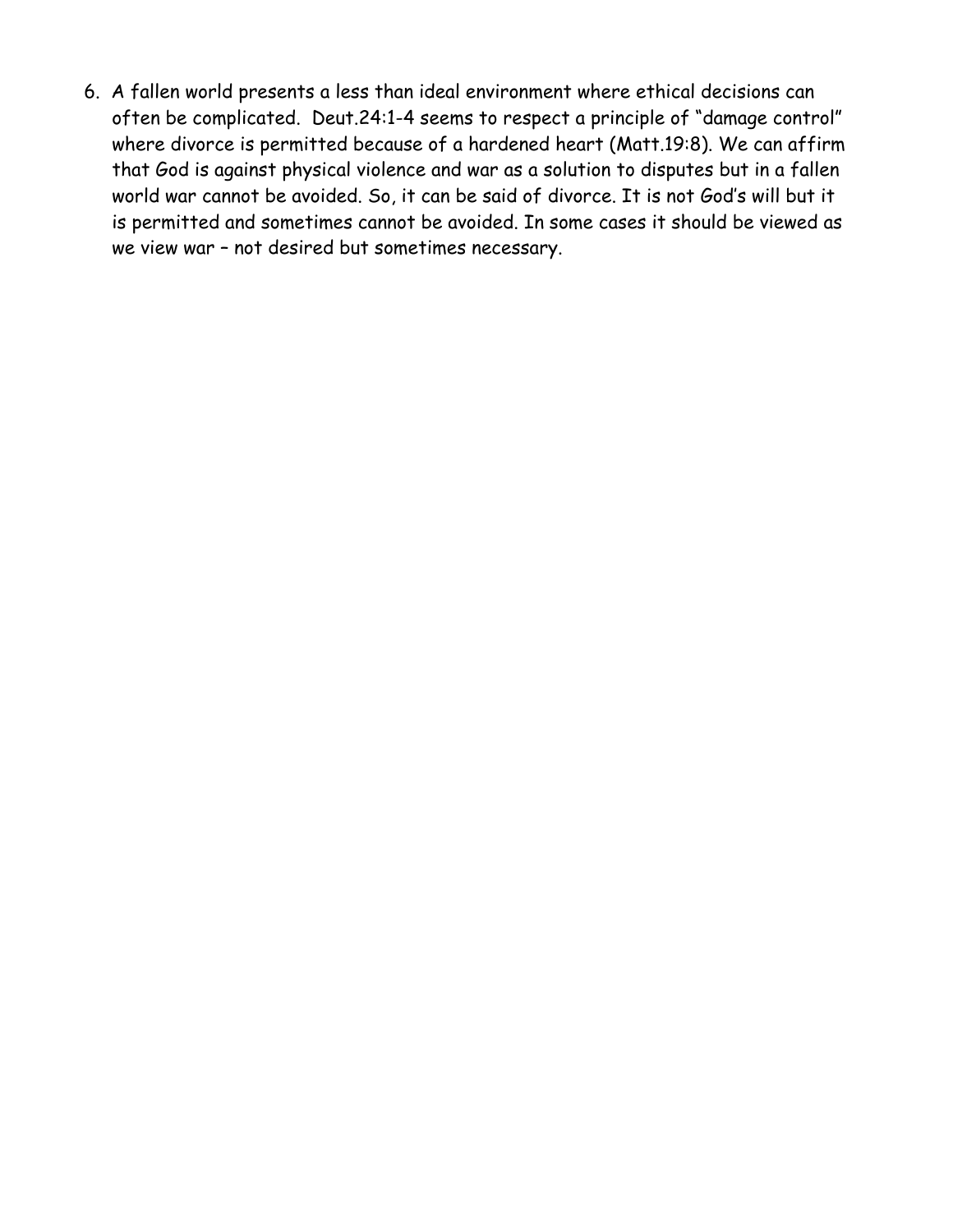6. A fallen world presents a less than ideal environment where ethical decisions can often be complicated. Deut.24:1-4 seems to respect a principle of "damage control" where divorce is permitted because of a hardened heart (Matt.19:8). We can affirm that God is against physical violence and war as a solution to disputes but in a fallen world war cannot be avoided. So, it can be said of divorce. It is not God's will but it is permitted and sometimes cannot be avoided. In some cases it should be viewed as we view war – not desired but sometimes necessary.